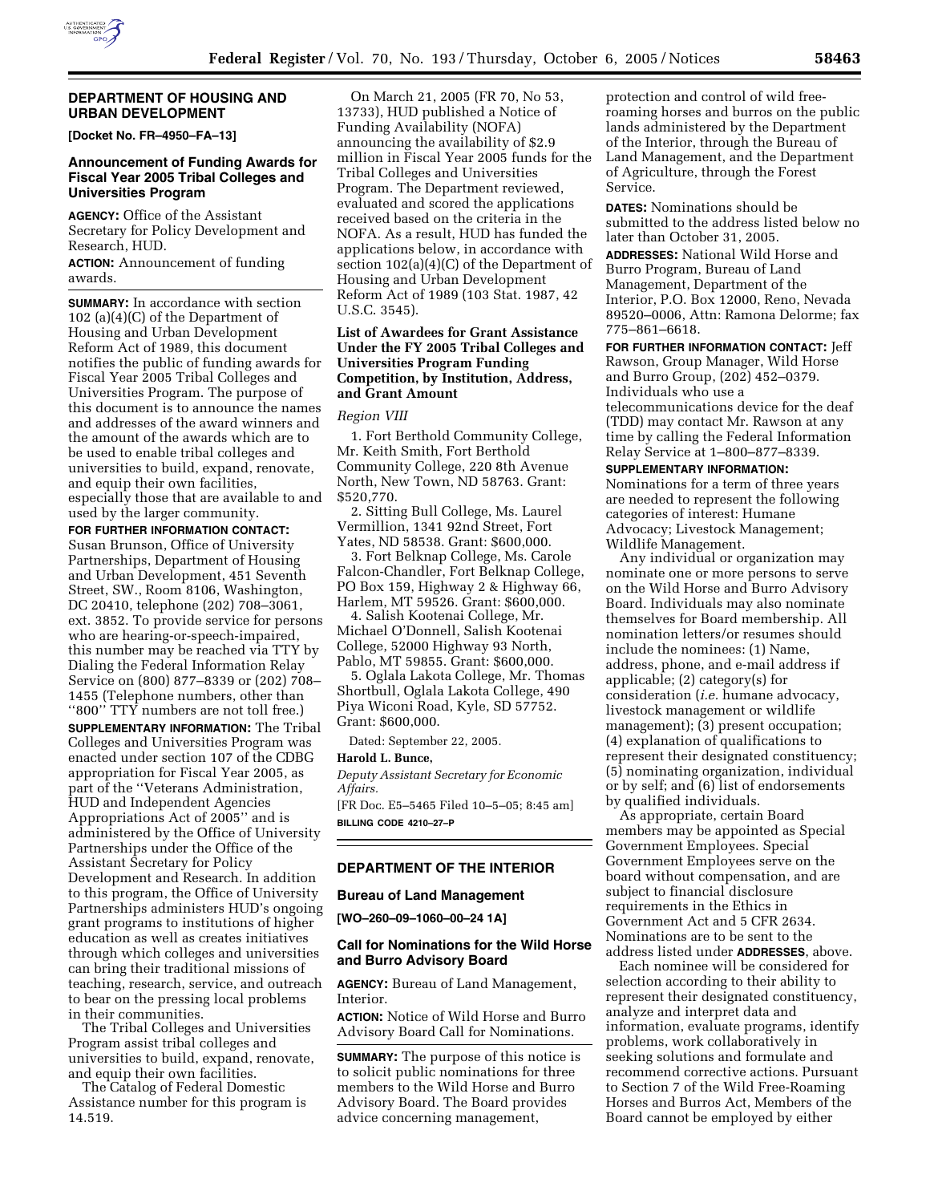## DEPARTMENT OF HOUSING AND URBAN DEVELOPMENT

**[Docket No. FR–4950–FA–13]**

### Announcement of Funding Awards for Fiscal Year 2005 Tribal Colleges and Universities Program

**AGENCY:** Office of the Assistant Secretary for Policy Development and Research, HUD.

**ACTION:** Announcement of funding awards.

**SUMMARY:** In accordance with section 102 (a)(4)(C) of the Department of Housing and Urban Development Reform Act of 1989, this document notifies the public of funding awards for Fiscal Year 2005 Tribal Colleges and Universities Program. The purpose of this document is to announce the names and addresses of the award winners and the amount of the awards which are to be used to enable tribal colleges and universities to build, expand, renovate, and equip their own facilities, especially those that are available to and used by the larger community.

**FOR FURTHER INFORMATION CONTACT:** Susan Brunson, Office of University Partnerships, Department of Housing and Urban Development, 451 Seventh Street, SW., Room 8106, Washington, DC 20410, telephone (202) 708–3061, ext. 3852. To provide service for persons who are hearing-or-speech-impaired, this number may be reached via TTY by Dialing the Federal Information Relay Service on (800) 877–8339 or (202) 708–1455 (Telephone numbers, other than ''800'' TTY numbers are not toll free.)

**SUPPLEMENTARY INFORMATION:** The Tribal Colleges and Universities Program was enacted under section 107 of the CDBG appropriation for Fiscal Year 2005, as part of the ''Veterans Administration, HUD and Independent Agencies Appropriations Act of 2005'' and is administered by the Office of University Partnerships under the Office of the Assistant Secretary for Policy Development and Research. In addition to this program, the Office of University Partnerships administers HUD's ongoing grant programs to institutions of higher education as well as creates initiatives through which colleges and universities can bring their traditional missions of teaching, research, service, and outreach to bear on the pressing local problems in their communities.

The Tribal Colleges and Universities Program assist tribal colleges and universities to build, expand, renovate, and equip their own facilities.

The Catalog of Federal Domestic Assistance number for this program is 14.519.

On March 21, 2005 (FR 70, No 53, 13733), HUD published a Notice of Funding Availability (NOFA) announcing the availability of $2.9 million in Fiscal Year 2005 funds for the Tribal Colleges and Universities Program. The Department reviewed, evaluated and scored the applications received based on the criteria in the NOFA. As a result, HUD has funded the applications below, in accordance with section 102(a)(4)(C) of the Department of Housing and Urban Development Reform Act of 1989 (103 Stat. 1987, 42 U.S.C. 3545).

#### List of Awardees for Grant Assistance Under the FY 2005 Tribal Colleges and Universities Program Funding Competition, by Institution, Address, and Grant Amount

*Region VIII*

1. Fort Berthold Community College, Mr. Keith Smith, Fort Berthold Community College, 220 8th Avenue North, New Town, ND 58763. Grant: $520,770.
2. Sitting Bull College, Ms. Laurel Vermillion, 1341 92nd Street, Fort Yates, ND 58538. Grant: $600,000.
3. Fort Belknap College, Ms. Carole Falcon-Chandler, Fort Belknap College, PO Box 159, Highway 2 & Highway 66, Harlem, MT 59526. Grant: $600,000.
4. Salish Kootenai College, Mr. Michael O'Donnell, Salish Kootenai College, 52000 Highway 93 North, Pablo, MT 59855. Grant: $600,000.
5. Oglala Lakota College, Mr. Thomas Shortbull, Oglala Lakota College, 490 Piya Wiconi Road, Kyle, SD 57752. Grant: $600,000.

Dated: September 22, 2005.

**Harold L. Bunce,**

*Deputy Assistant Secretary for Economic Affairs.*

[FR Doc. E5–5465 Filed 10–5–05; 8:45 am]

**BILLING CODE 4210–27–P**

## DEPARTMENT OF THE INTERIOR

### Bureau of Land Management

**[WO–260–09–1060–00–24 1A]**

### Call for Nominations for the Wild Horse and Burro Advisory Board

**AGENCY:** Bureau of Land Management, Interior.

**ACTION:** Notice of Wild Horse and Burro Advisory Board Call for Nominations.

**SUMMARY:** The purpose of this notice is to solicit public nominations for three members to the Wild Horse and Burro Advisory Board. The Board provides advice concerning management, protection and control of wild free-roaming horses and burros on the public lands administered by the Department of the Interior, through the Bureau of Land Management, and the Department of Agriculture, through the Forest Service.

**DATES:** Nominations should be submitted to the address listed below no later than October 31, 2005.

**ADDRESSES:** National Wild Horse and Burro Program, Bureau of Land Management, Department of the Interior, P.O. Box 12000, Reno, Nevada 89520–0006, Attn: Ramona Delorme; fax 775–861–6618.

**FOR FURTHER INFORMATION CONTACT:** Jeff Rawson, Group Manager, Wild Horse and Burro Group, (202) 452–0379. Individuals who use a telecommunications device for the deaf (TDD) may contact Mr. Rawson at any time by calling the Federal Information Relay Service at 1–800–877–8339.

**SUPPLEMENTARY INFORMATION:** Nominations for a term of three years are needed to represent the following categories of interest: Humane Advocacy; Livestock Management; Wildlife Management.

Any individual or organization may nominate one or more persons to serve on the Wild Horse and Burro Advisory Board. Individuals may also nominate themselves for Board membership. All nomination letters/or resumes should include the nominees: (1) Name, address, phone, and e-mail address if applicable; (2) category(s) for consideration (*i.e.* humane advocacy, livestock management or wildlife management); (3) present occupation; (4) explanation of qualifications to represent their designated constituency; (5) nominating organization, individual or by self; and (6) list of endorsements by qualified individuals.

As appropriate, certain Board members may be appointed as Special Government Employees. Special Government Employees serve on the board without compensation, and are subject to financial disclosure requirements in the Ethics in Government Act and 5 CFR 2634. Nominations are to be sent to the address listed under **ADDRESSES**, above.

Each nominee will be considered for selection according to their ability to represent their designated constituency, analyze and interpret data and information, evaluate programs, identify problems, work collaboratively in seeking solutions and formulate and recommend corrective actions. Pursuant to Section 7 of the Wild Free-Roaming Horses and Burros Act, Members of the Board cannot be employed by either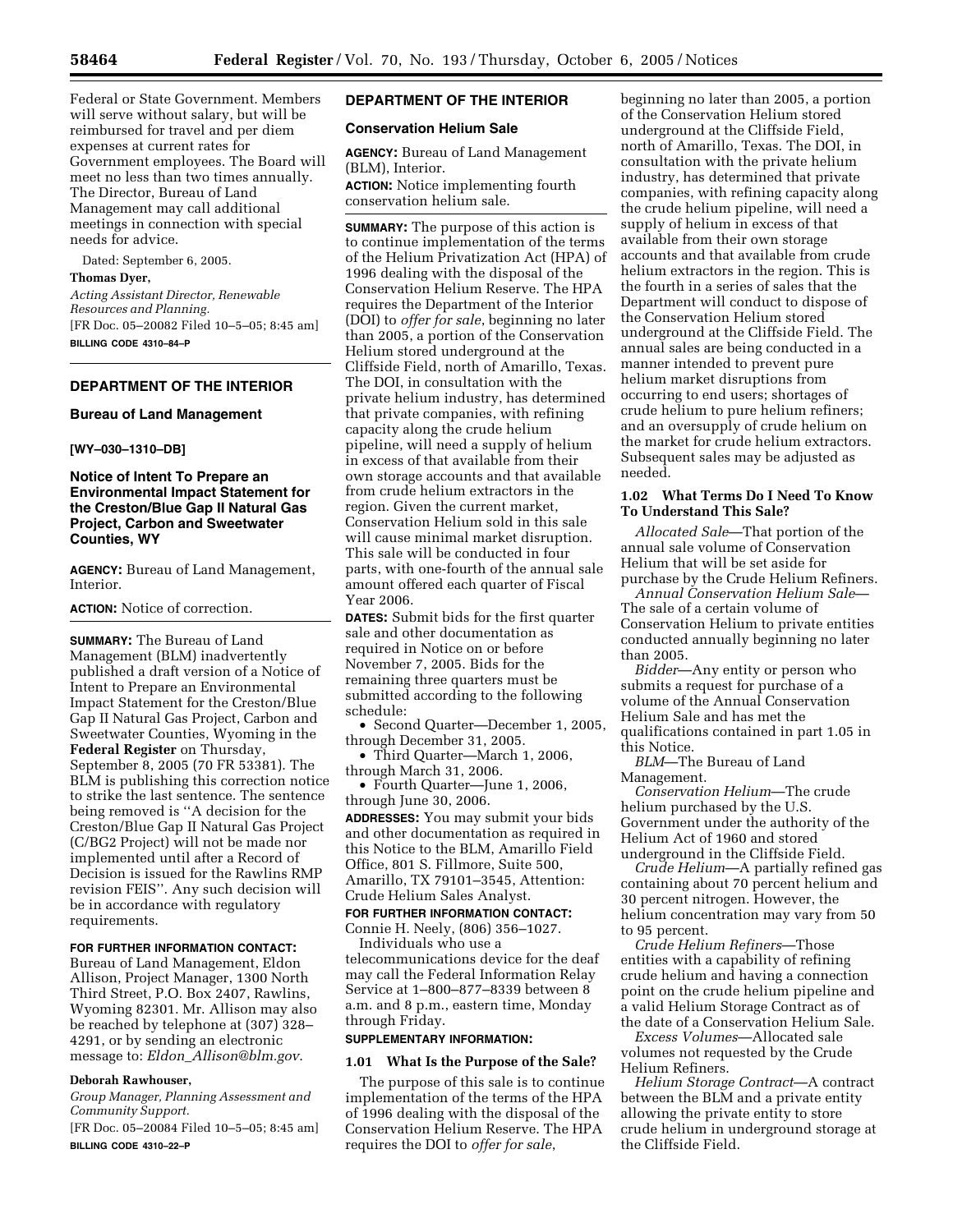Federal or State Government. Members will serve without salary, but will be reimbursed for travel and per diem expenses at current rates for Government employees. The Board will meet no less than two times annually. The Director, Bureau of Land Management may call additional meetings in connection with special needs for advice.

Dated: September 6, 2005.

**Thomas Dyer,**

*Acting Assistant Director, Renewable Resources and Planning.*

[FR Doc. 05–20082 Filed 10–5–05; 8:45 am]

**BILLING CODE 4310–84–P**

## DEPARTMENT OF THE INTERIOR

### Bureau of Land Management

**[WY–030–1310–DB]**

### Notice of Intent To Prepare an Environmental Impact Statement for the Creston/Blue Gap II Natural Gas Project, Carbon and Sweetwater Counties, WY

**AGENCY:** Bureau of Land Management, Interior.

**ACTION:** Notice of correction.

**SUMMARY:** The Bureau of Land Management (BLM) inadvertently published a draft version of a Notice of Intent to Prepare an Environmental Impact Statement for the Creston/Blue Gap II Natural Gas Project, Carbon and Sweetwater Counties, Wyoming in the **Federal Register** on Thursday, September 8, 2005 (70 FR 53381). The BLM is publishing this correction notice to strike the last sentence. The sentence being removed is ''A decision for the Creston/Blue Gap II Natural Gas Project (C/BG2 Project) will not be made nor implemented until after a Record of Decision is issued for the Rawlins RMP revision FEIS''. Any such decision will be in accordance with regulatory requirements.

**FOR FURTHER INFORMATION CONTACT:** Bureau of Land Management, Eldon Allison, Project Manager, 1300 North Third Street, P.O. Box 2407, Rawlins, Wyoming 82301. Mr. Allison may also be reached by telephone at (307) 328–4291, or by sending an electronic message to: *Eldon_Allison@blm.gov*.

**Deborah Rawhouser,**

*Group Manager, Planning Assessment and Community Support.*

[FR Doc. 05–20084 Filed 10–5–05; 8:45 am]

**BILLING CODE 4310–22–P**

## DEPARTMENT OF THE INTERIOR

### Conservation Helium Sale

**AGENCY:** Bureau of Land Management (BLM), Interior.

**ACTION:** Notice implementing fourth conservation helium sale.

**SUMMARY:** The purpose of this action is to continue implementation of the terms of the Helium Privatization Act (HPA) of 1996 dealing with the disposal of the Conservation Helium Reserve. The HPA requires the Department of the Interior (DOI) to *offer for sale*, beginning no later than 2005, a portion of the Conservation Helium stored underground at the Cliffside Field, north of Amarillo, Texas. The DOI, in consultation with the private helium industry, has determined that private companies, with refining capacity along the crude helium pipeline, will need a supply of helium in excess of that available from their own storage accounts and that available from crude helium extractors in the region. Given the current market, Conservation Helium sold in this sale will cause minimal market disruption. This sale will be conducted in four parts, with one-fourth of the annual sale amount offered each quarter of Fiscal Year 2006.

**DATES:** Submit bids for the first quarter sale and other documentation as required in Notice on or before November 7, 2005. Bids for the remaining three quarters must be submitted according to the following schedule:

- Second Quarter—December 1, 2005, through December 31, 2005.
- Third Quarter—March 1, 2006, through March 31, 2006.
- Fourth Quarter—June 1, 2006, through June 30, 2006.

**ADDRESSES:** You may submit your bids and other documentation as required in this Notice to the BLM, Amarillo Field Office, 801 S. Fillmore, Suite 500, Amarillo, TX 79101–3545, Attention: Crude Helium Sales Analyst.

**FOR FURTHER INFORMATION CONTACT:** Connie H. Neely, (806) 356–1027.

Individuals who use a telecommunications device for the deaf may call the Federal Information Relay Service at 1–800–877–8339 between 8 a.m. and 8 p.m., eastern time, Monday through Friday.

**SUPPLEMENTARY INFORMATION:**

### 1.01 What Is the Purpose of the Sale?

The purpose of this sale is to continue implementation of the terms of the HPA of 1996 dealing with the disposal of the Conservation Helium Reserve. The HPA requires the DOI to *offer for sale*, beginning no later than 2005, a portion of the Conservation Helium stored underground at the Cliffside Field, north of Amarillo, Texas. The DOI, in consultation with the private helium industry, has determined that private companies, with refining capacity along the crude helium pipeline, will need a supply of helium in excess of that available from their own storage accounts and that available from crude helium extractors in the region. This is the fourth in a series of sales that the Department will conduct to dispose of the Conservation Helium stored underground at the Cliffside Field. The annual sales are being conducted in a manner intended to prevent pure helium market disruptions from occurring to end users; shortages of crude helium to pure helium refiners; and an oversupply of crude helium on the market for crude helium extractors. Subsequent sales may be adjusted as needed.

### 1.02 What Terms Do I Need To Know To Understand This Sale?

*Allocated Sale*—That portion of the annual sale volume of Conservation Helium that will be set aside for purchase by the Crude Helium Refiners.

*Annual Conservation Helium Sale*—The sale of a certain volume of Conservation Helium to private entities conducted annually beginning no later than 2005.

*Bidder*—Any entity or person who submits a request for purchase of a volume of the Annual Conservation Helium Sale and has met the qualifications contained in part 1.05 in this Notice.

*BLM*—The Bureau of Land Management.

*Conservation Helium*—The crude helium purchased by the U.S. Government under the authority of the Helium Act of 1960 and stored underground in the Cliffside Field.

*Crude Helium*—A partially refined gas containing about 70 percent helium and 30 percent nitrogen. However, the helium concentration may vary from 50 to 95 percent.

*Crude Helium Refiners*—Those entities with a capability of refining crude helium and having a connection point on the crude helium pipeline and a valid Helium Storage Contract as of the date of a Conservation Helium Sale.

*Excess Volumes*—Allocated sale volumes not requested by the Crude Helium Refiners.

*Helium Storage Contract*—A contract between the BLM and a private entity allowing the private entity to store crude helium in underground storage at the Cliffside Field.